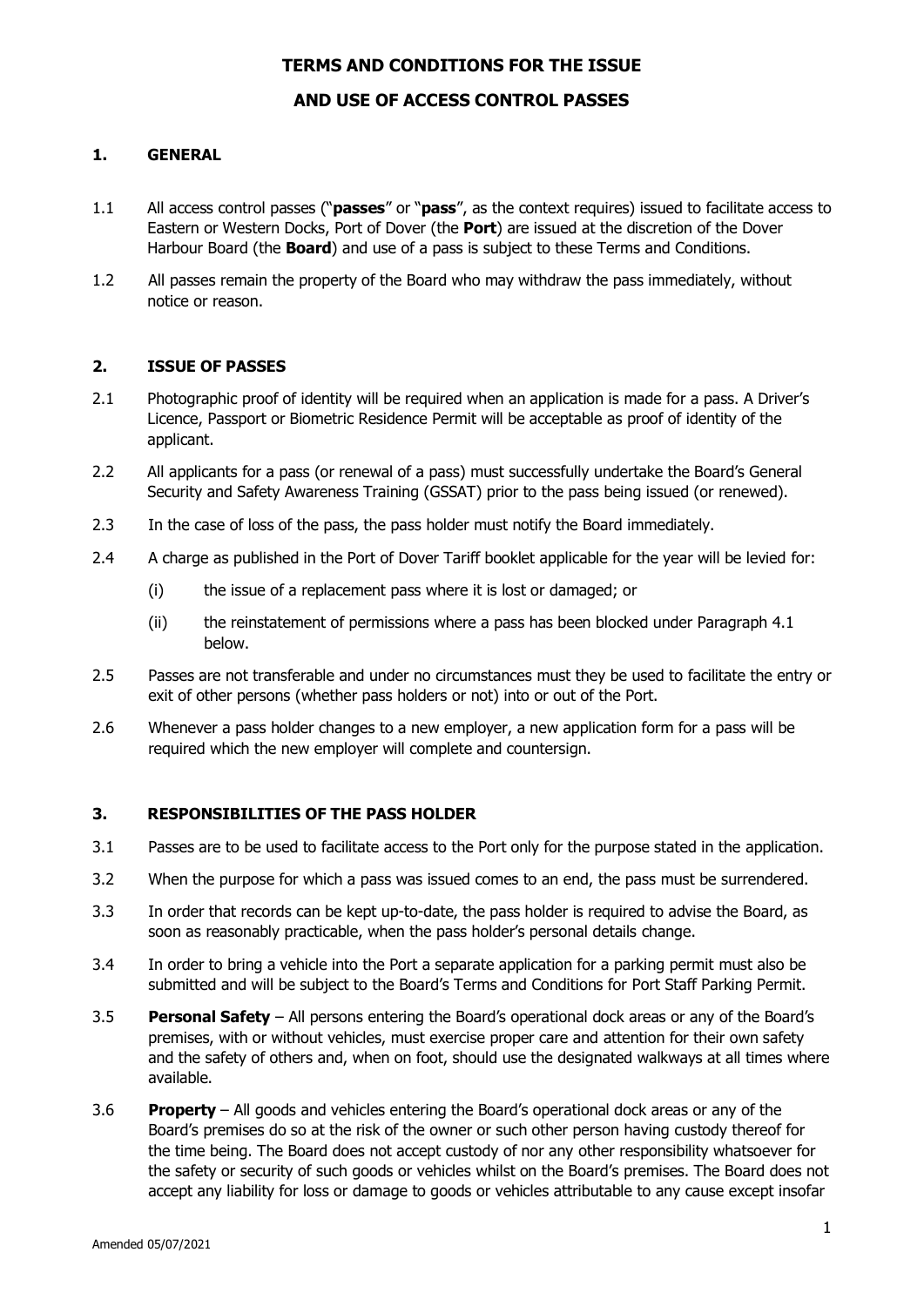# TERMS AND CONDITIONS FOR THE ISSUE AND USE OF ACCESS CONTROL PASSES

## 1. GENERAL

1.1 All access control passes ("**passes**" or "**pass**", as the context requires) issued to facilitate access to Eastern or Western Docks, Port of Dover (the **Port**) are issued at the discretion of the Dover Harbour Board (the **Board**) and use of a pass is subject to these Terms and Conditions.

1.2 All passes remain the property of the Board who may withdraw the pass immediately, without notice or reason.

## 2. ISSUE OF PASSES

2.1 Photographic proof of identity will be required when an application is made for a pass. A Driver's Licence, Passport or Biometric Residence Permit will be acceptable as proof of identity of the applicant.

2.2 All applicants for a pass (or renewal of a pass) must successfully undertake the Board's General Security and Safety Awareness Training (GSSAT) prior to the pass being issued (or renewed).

2.3 In the case of loss of the pass, the pass holder must notify the Board immediately.

2.4 A charge as published in the Port of Dover Tariff booklet applicable for the year will be levied for:

(i) the issue of a replacement pass where it is lost or damaged; or

(ii) the reinstatement of permissions where a pass has been blocked under Paragraph 4.1 below.

2.5 Passes are not transferable and under no circumstances must they be used to facilitate the entry or exit of other persons (whether pass holders or not) into or out of the Port.

2.6 Whenever a pass holder changes to a new employer, a new application form for a pass will be required which the new employer will complete and countersign.

## 3. RESPONSIBILITIES OF THE PASS HOLDER

3.1 Passes are to be used to facilitate access to the Port only for the purpose stated in the application.

3.2 When the purpose for which a pass was issued comes to an end, the pass must be surrendered.

3.3 In order that records can be kept up-to-date, the pass holder is required to advise the Board, as soon as reasonably practicable, when the pass holder's personal details change.

3.4 In order to bring a vehicle into the Port a separate application for a parking permit must also be submitted and will be subject to the Board's Terms and Conditions for Port Staff Parking Permit.

3.5 **Personal Safety** – All persons entering the Board's operational dock areas or any of the Board's premises, with or without vehicles, must exercise proper care and attention for their own safety and the safety of others and, when on foot, should use the designated walkways at all times where available.

3.6 **Property** – All goods and vehicles entering the Board's operational dock areas or any of the Board's premises do so at the risk of the owner or such other person having custody thereof for the time being. The Board does not accept custody of nor any other responsibility whatsoever for the safety or security of such goods or vehicles whilst on the Board's premises. The Board does not accept any liability for loss or damage to goods or vehicles attributable to any cause except insofar

Amended 05/07/2021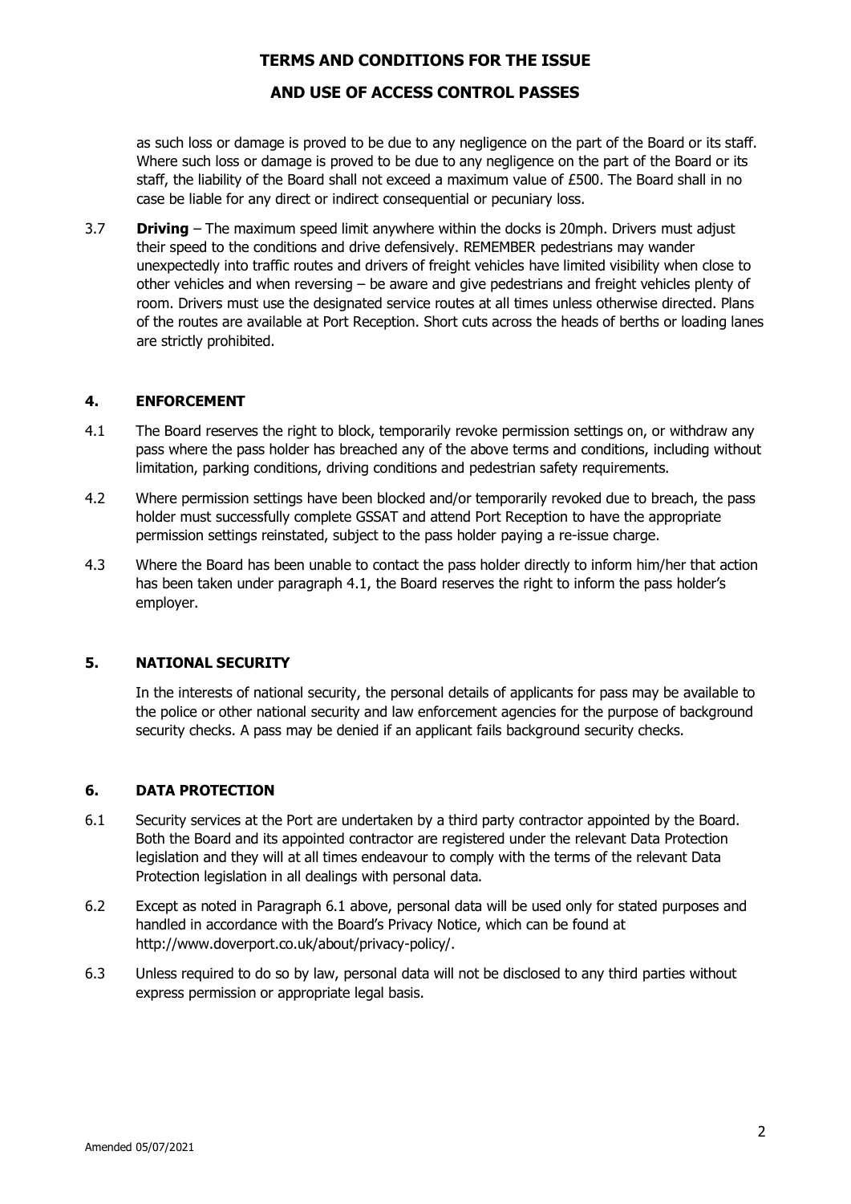as such loss or damage is proved to be due to any negligence on the part of the Board or its staff. Where such loss or damage is proved to be due to any negligence on the part of the Board or its staff, the liability of the Board shall not exceed a maximum value of £500. The Board shall in no case be liable for any direct or indirect consequential or pecuniary loss.

3.7 **Driving** – The maximum speed limit anywhere within the docks is 20mph. Drivers must adjust their speed to the conditions and drive defensively. REMEMBER pedestrians may wander unexpectedly into traffic routes and drivers of freight vehicles have limited visibility when close to other vehicles and when reversing – be aware and give pedestrians and freight vehicles plenty of room. Drivers must use the designated service routes at all times unless otherwise directed. Plans of the routes are available at Port Reception. Short cuts across the heads of berths or loading lanes are strictly prohibited.

## 4. ENFORCEMENT

4.1 The Board reserves the right to block, temporarily revoke permission settings on, or withdraw any pass where the pass holder has breached any of the above terms and conditions, including without limitation, parking conditions, driving conditions and pedestrian safety requirements.

4.2 Where permission settings have been blocked and/or temporarily revoked due to breach, the pass holder must successfully complete GSSAT and attend Port Reception to have the appropriate permission settings reinstated, subject to the pass holder paying a re-issue charge.

4.3 Where the Board has been unable to contact the pass holder directly to inform him/her that action has been taken under paragraph 4.1, the Board reserves the right to inform the pass holder's employer.

## 5. NATIONAL SECURITY

In the interests of national security, the personal details of applicants for pass may be available to the police or other national security and law enforcement agencies for the purpose of background security checks. A pass may be denied if an applicant fails background security checks.

## 6. DATA PROTECTION

6.1 Security services at the Port are undertaken by a third party contractor appointed by the Board. Both the Board and its appointed contractor are registered under the relevant Data Protection legislation and they will at all times endeavour to comply with the terms of the relevant Data Protection legislation in all dealings with personal data.

6.2 Except as noted in Paragraph 6.1 above, personal data will be used only for stated purposes and handled in accordance with the Board's Privacy Notice, which can be found at http://www.doverport.co.uk/about/privacy-policy/.

6.3 Unless required to do so by law, personal data will not be disclosed to any third parties without express permission or appropriate legal basis.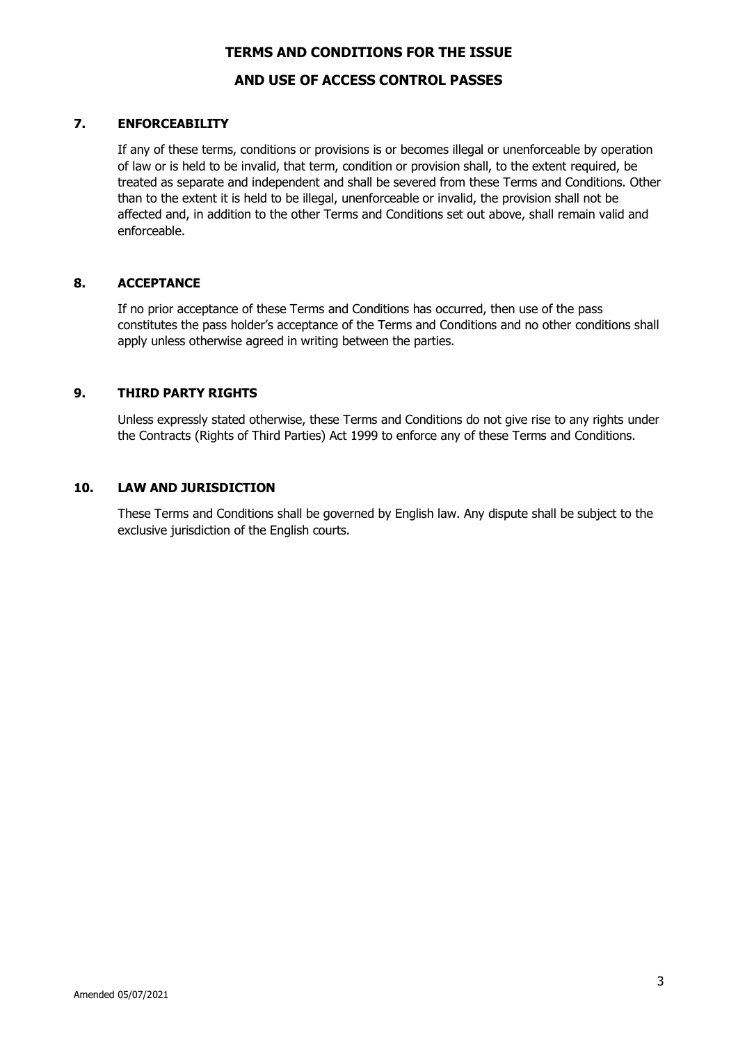# TERMS AND CONDITIONS FOR THE ISSUE AND USE OF ACCESS CONTROL PASSES

## 7. ENFORCEABILITY

If any of these terms, conditions or provisions is or becomes illegal or unenforceable by operation of law or is held to be invalid, that term, condition or provision shall, to the extent required, be treated as separate and independent and shall be severed from these Terms and Conditions. Other than to the extent it is held to be illegal, unenforceable or invalid, the provision shall not be affected and, in addition to the other Terms and Conditions set out above, shall remain valid and enforceable.

## 8. ACCEPTANCE

If no prior acceptance of these Terms and Conditions has occurred, then use of the pass constitutes the pass holder's acceptance of the Terms and Conditions and no other conditions shall apply unless otherwise agreed in writing between the parties.

## 9. THIRD PARTY RIGHTS

Unless expressly stated otherwise, these Terms and Conditions do not give rise to any rights under the Contracts (Rights of Third Parties) Act 1999 to enforce any of these Terms and Conditions.

## 10. LAW AND JURISDICTION

These Terms and Conditions shall be governed by English law. Any dispute shall be subject to the exclusive jurisdiction of the English courts.

Amended 05/07/2021